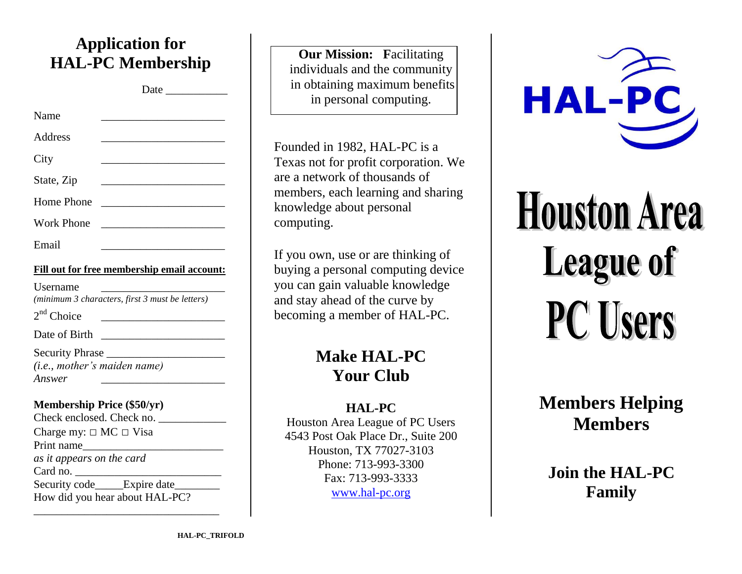# Application for HAL-PC Membership

Date ___________

Name ______________________

Address ______________________

City ______________________

State, Zip ______________________

Home Phone ______________________

Work Phone ______________________

Email ______________________

**Fill out for free membership email account:**

Username ______________________
*(minimum 3 characters, first 3 must be letters)*

2nd Choice ______________________

Date of Birth ______________________

Security Phrase ____________________
*(i.e., mother's maiden name)*
*Answer* ______________________

**Membership Price ($50/yr)**
Check enclosed. Check no. ____________
Charge my: □ MC □ Visa
Print name_________________________
*as it appears on the card*
Card no. __________________________
Security code_____Expire date________
How did you hear about HAL-PC?
_________________________________

**Our Mission: F**acilitating individuals and the community in obtaining maximum benefits in personal computing.

Founded in 1982, HAL-PC is a Texas not for profit corporation. We are a network of thousands of members, each learning and sharing knowledge about personal computing.

If you own, use or are thinking of buying a personal computing device you can gain valuable knowledge and stay ahead of the curve by becoming a member of HAL-PC.

## Make HAL-PC Your Club

**HAL-PC**
Houston Area League of PC Users
4543 Post Oak Place Dr., Suite 200
Houston, TX 77027-3103
Phone: 713-993-3300
Fax: 713-993-3333
www.hal-pc.org

HAL-PC

# Houston Area League of PC Users

## Members Helping Members

## Join the HAL-PC Family

HAL-PC_TRIFOLD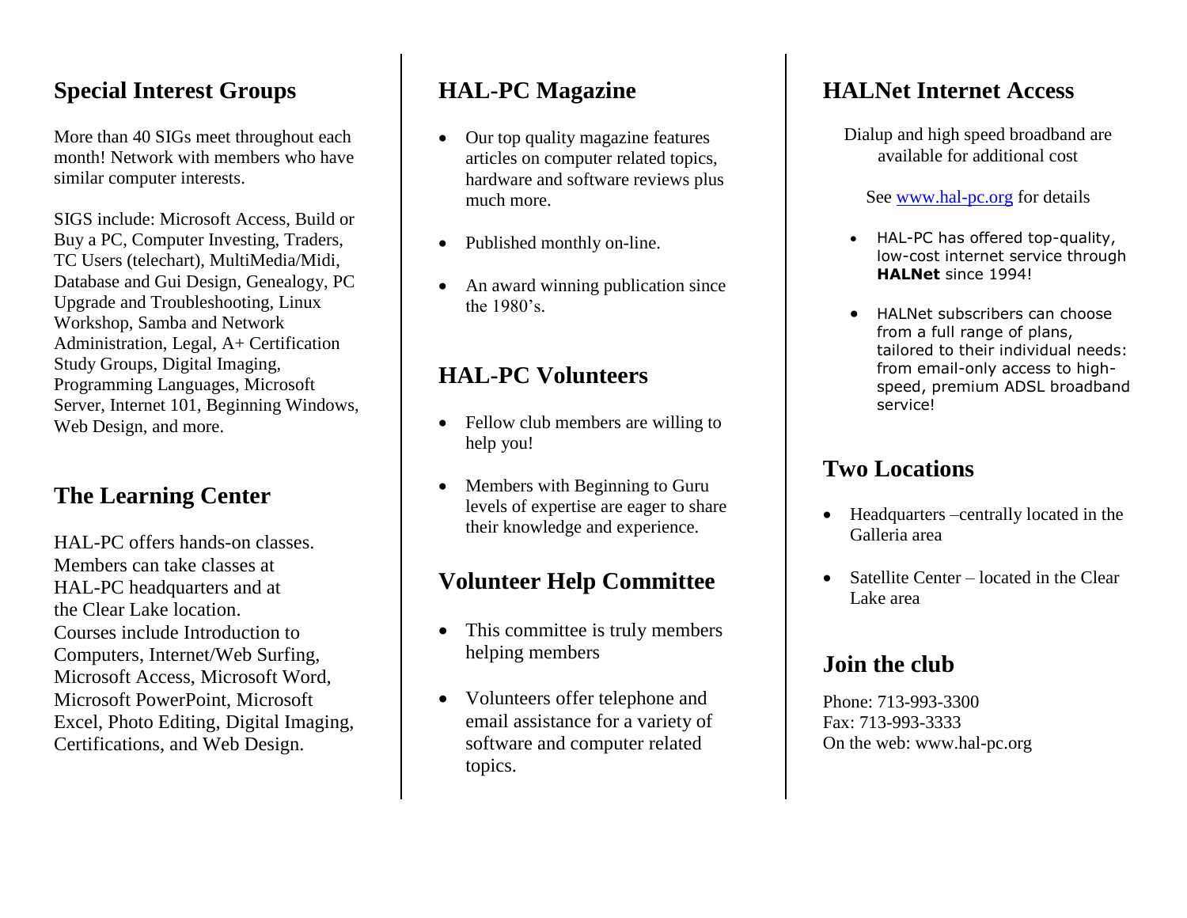## Special Interest Groups

More than 40 SIGs meet throughout each month! Network with members who have similar computer interests.

SIGS include: Microsoft Access, Build or Buy a PC, Computer Investing, Traders, TC Users (telechart), MultiMedia/Midi, Database and Gui Design, Genealogy, PC Upgrade and Troubleshooting, Linux Workshop, Samba and Network Administration, Legal, A+ Certification Study Groups, Digital Imaging, Programming Languages, Microsoft Server, Internet 101, Beginning Windows, Web Design, and more.

## The Learning Center

HAL-PC offers hands-on classes. Members can take classes at HAL-PC headquarters and at the Clear Lake location. Courses include Introduction to Computers, Internet/Web Surfing, Microsoft Access, Microsoft Word, Microsoft PowerPoint, Microsoft Excel, Photo Editing, Digital Imaging, Certifications, and Web Design.

## HAL-PC Magazine

- Our top quality magazine features articles on computer related topics, hardware and software reviews plus much more.
- Published monthly on-line.
- An award winning publication since the 1980's.

## HAL-PC Volunteers

- Fellow club members are willing to help you!
- Members with Beginning to Guru levels of expertise are eager to share their knowledge and experience.

## Volunteer Help Committee

- This committee is truly members helping members
- Volunteers offer telephone and email assistance for a variety of software and computer related topics.

## HALNet Internet Access

Dialup and high speed broadband are available for additional cost

See www.hal-pc.org for details

- HAL-PC has offered top-quality, low-cost internet service through **HALNet** since 1994!
- HALNet subscribers can choose from a full range of plans, tailored to their individual needs: from email-only access to high-speed, premium ADSL broadband service!

## Two Locations

- Headquarters –centrally located in the Galleria area
- Satellite Center – located in the Clear Lake area

## Join the club

Phone: 713-993-3300
Fax: 713-993-3333
On the web: www.hal-pc.org